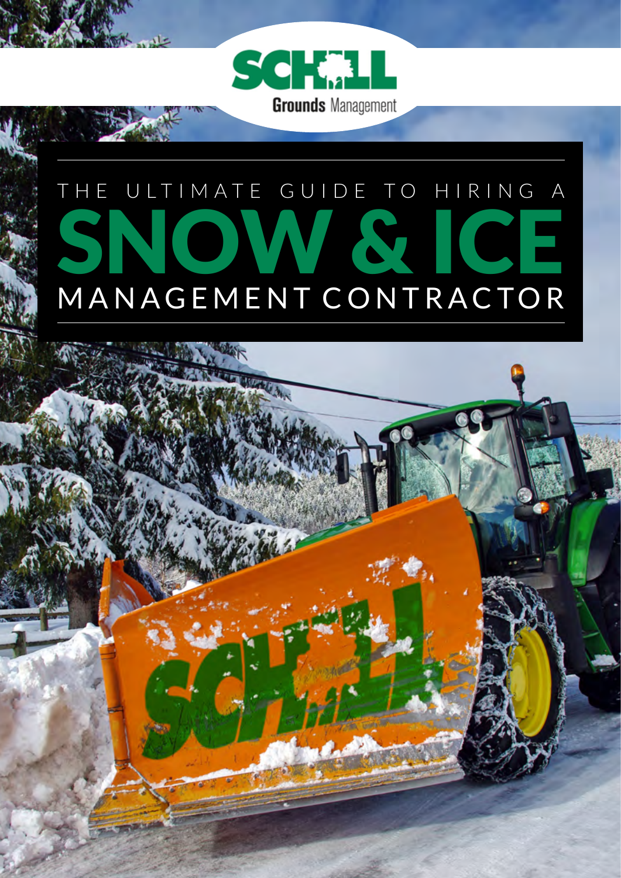SCHILL Grounds Management

# THE ULTIMATE GUIDE TO HIRING A SNOW & ICE MANAGEMENT CONTRACTOR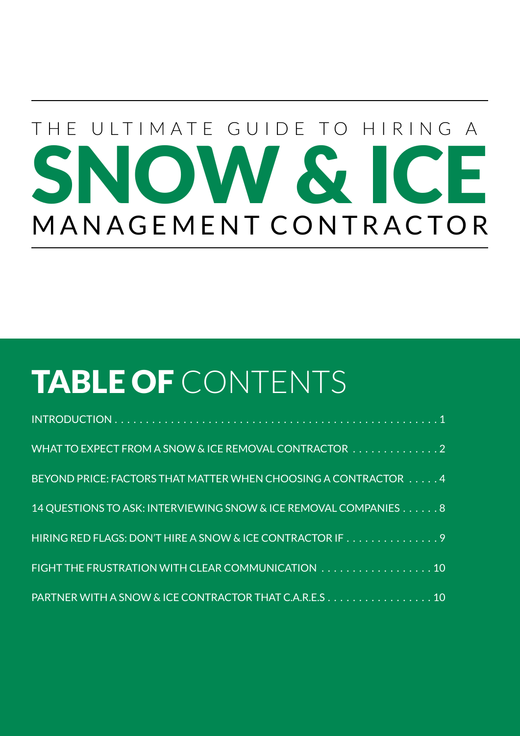# THE ULTIMATE GUIDE TO HIRING A SNOW & ICE MANAGEMENT CONTRACTOR

## TABLE OF CONTENTS

INTRODUCTION . . . . . . . . . . . . . . . . . . . . . . . . . . . . . . . . . . . . . . . . . . . . . . . . . . . . . 1

WHAT TO EXPECT FROM A SNOW & ICE REMOVAL CONTRACTOR . . . . . . . . . . . . . . . 2

BEYOND PRICE: FACTORS THAT MATTER WHEN CHOOSING A CONTRACTOR . . . . . 4

14 QUESTIONS TO ASK: INTERVIEWING SNOW & ICE REMOVAL COMPANIES . . . . . . 8

HIRING RED FLAGS: DON'T HIRE A SNOW & ICE CONTRACTOR IF . . . . . . . . . . . . . . . . 9

FIGHT THE FRUSTRATION WITH CLEAR COMMUNICATION . . . . . . . . . . . . . . . . . . . 10

PARTNER WITH A SNOW & ICE CONTRACTOR THAT C.A.R.E.S . . . . . . . . . . . . . . . . . . 10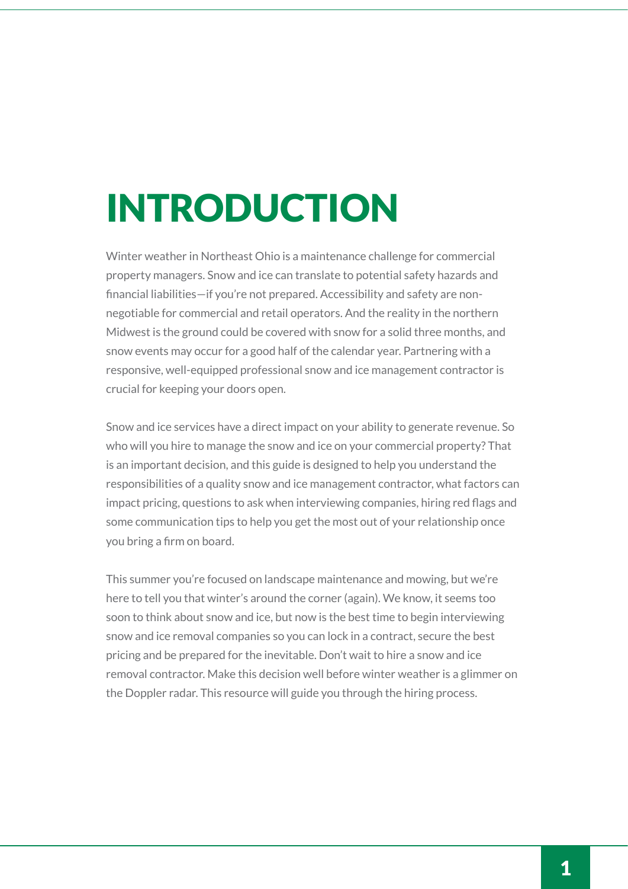# INTRODUCTION

Winter weather in Northeast Ohio is a maintenance challenge for commercial property managers. Snow and ice can translate to potential safety hazards and financial liabilities—if you're not prepared. Accessibility and safety are non-negotiable for commercial and retail operators. And the reality in the northern Midwest is the ground could be covered with snow for a solid three months, and snow events may occur for a good half of the calendar year. Partnering with a responsive, well-equipped professional snow and ice management contractor is crucial for keeping your doors open.

Snow and ice services have a direct impact on your ability to generate revenue. So who will you hire to manage the snow and ice on your commercial property? That is an important decision, and this guide is designed to help you understand the responsibilities of a quality snow and ice management contractor, what factors can impact pricing, questions to ask when interviewing companies, hiring red flags and some communication tips to help you get the most out of your relationship once you bring a firm on board.

This summer you're focused on landscape maintenance and mowing, but we're here to tell you that winter's around the corner (again). We know, it seems too soon to think about snow and ice, but now is the best time to begin interviewing snow and ice removal companies so you can lock in a contract, secure the best pricing and be prepared for the inevitable. Don't wait to hire a snow and ice removal contractor. Make this decision well before winter weather is a glimmer on the Doppler radar. This resource will guide you through the hiring process.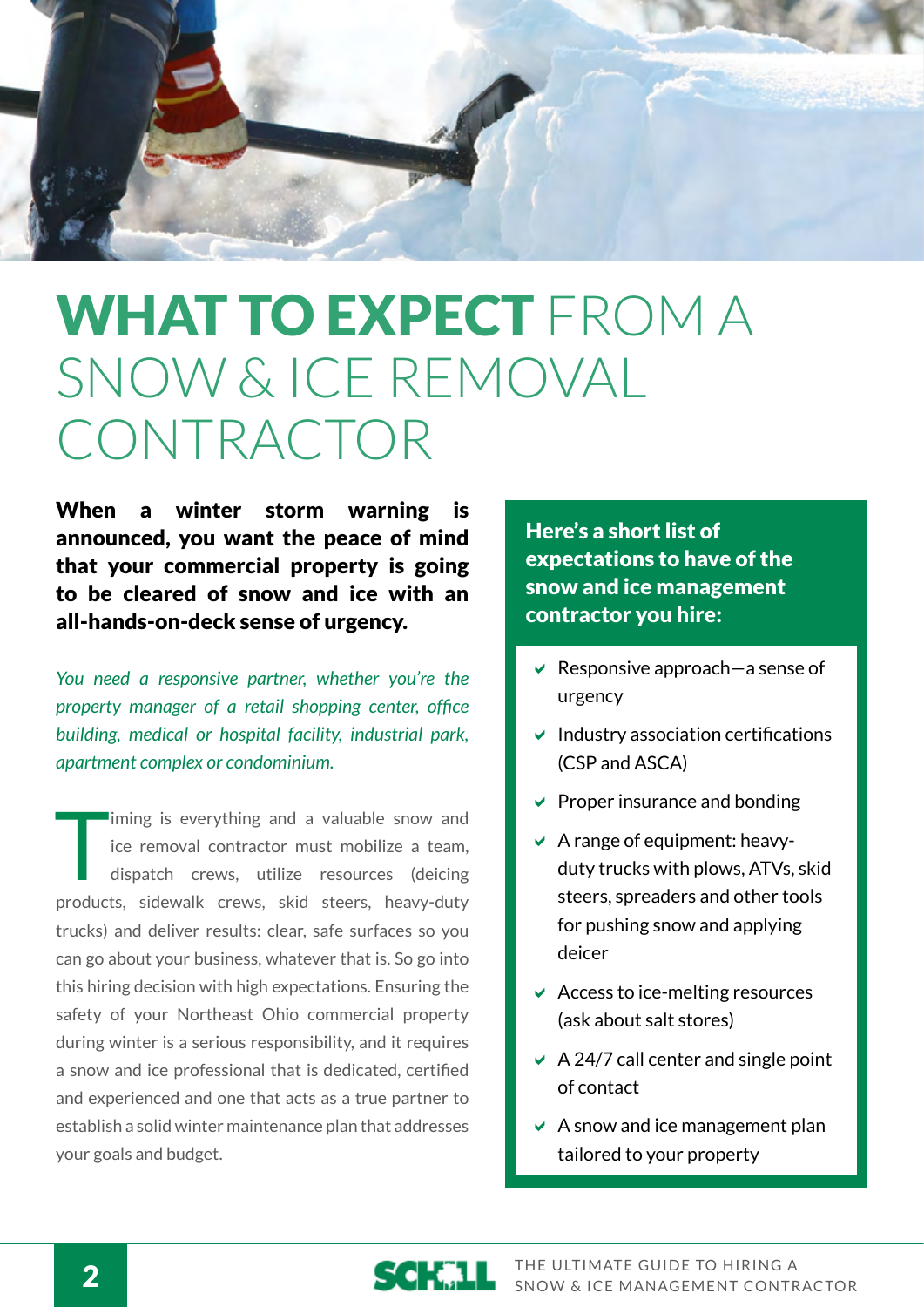# WHAT TO EXPECT FROM A SNOW & ICE REMOVAL CONTRACTOR

**When a winter storm warning is announced, you want the peace of mind that your commercial property is going to be cleared of snow and ice with an all-hands-on-deck sense of urgency.**

*You need a responsive partner, whether you're the property manager of a retail shopping center, office building, medical or hospital facility, industrial park, apartment complex or condominium.*

Timing is everything and a valuable snow and ice removal contractor must mobilize a team, dispatch crews, utilize resources (deicing products, sidewalk crews, skid steers, heavy-duty trucks) and deliver results: clear, safe surfaces so you can go about your business, whatever that is. So go into this hiring decision with high expectations. Ensuring the safety of your Northeast Ohio commercial property during winter is a serious responsibility, and it requires a snow and ice professional that is dedicated, certified and experienced and one that acts as a true partner to establish a solid winter maintenance plan that addresses your goals and budget.

**Here's a short list of expectations to have of the snow and ice management contractor you hire:**

- Responsive approach—a sense of urgency
- Industry association certifications (CSP and ASCA)
- Proper insurance and bonding
- A range of equipment: heavy-duty trucks with plows, ATVs, skid steers, spreaders and other tools for pushing snow and applying deicer
- Access to ice-melting resources (ask about salt stores)
- A 24/7 call center and single point of contact
- A snow and ice management plan tailored to your property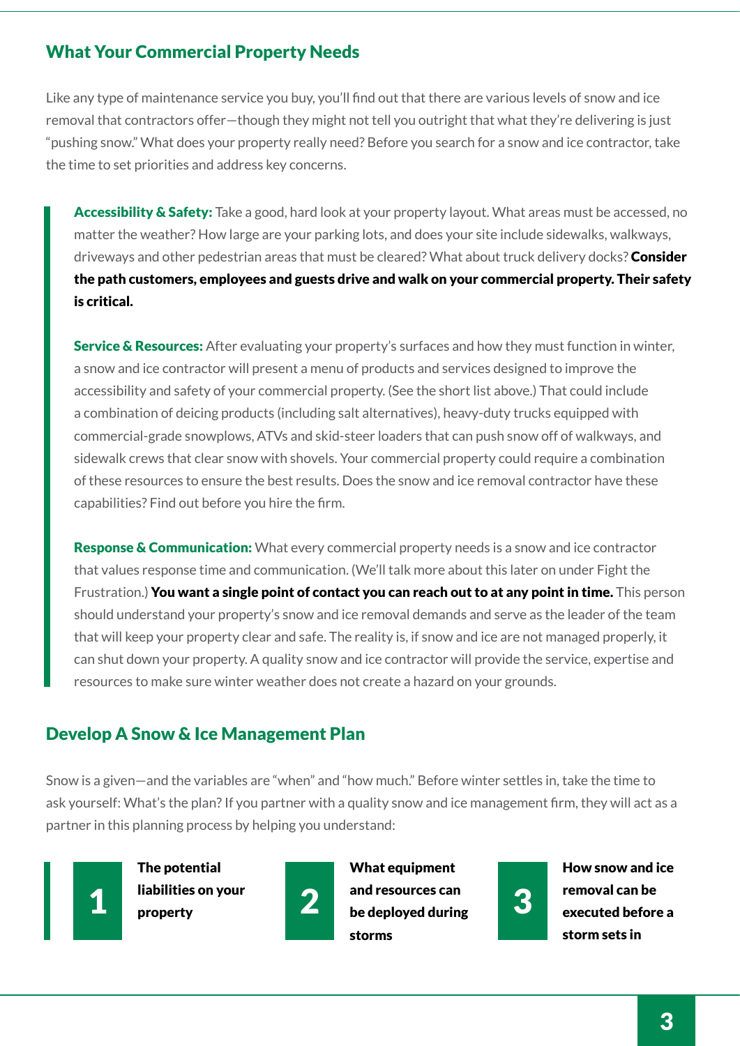## What Your Commercial Property Needs

Like any type of maintenance service you buy, you'll find out that there are various levels of snow and ice removal that contractors offer—though they might not tell you outright that what they're delivering is just "pushing snow." What does your property really need? Before you search for a snow and ice contractor, take the time to set priorities and address key concerns.

> **Accessibility & Safety:** Take a good, hard look at your property layout. What areas must be accessed, no matter the weather? How large are your parking lots, and does your site include sidewalks, walkways, driveways and other pedestrian areas that must be cleared? What about truck delivery docks? **Consider the path customers, employees and guests drive and walk on your commercial property. Their safety is critical.**
>
> **Service & Resources:** After evaluating your property's surfaces and how they must function in winter, a snow and ice contractor will present a menu of products and services designed to improve the accessibility and safety of your commercial property. (See the short list above.) That could include a combination of deicing products (including salt alternatives), heavy-duty trucks equipped with commercial-grade snowplows, ATVs and skid-steer loaders that can push snow off of walkways, and sidewalk crews that clear snow with shovels. Your commercial property could require a combination of these resources to ensure the best results. Does the snow and ice removal contractor have these capabilities? Find out before you hire the firm.
>
> **Response & Communication:** What every commercial property needs is a snow and ice contractor that values response time and communication. (We'll talk more about this later on under Fight the Frustration.) **You want a single point of contact you can reach out to at any point in time.** This person should understand your property's snow and ice removal demands and serve as the leader of the team that will keep your property clear and safe. The reality is, if snow and ice are not managed properly, it can shut down your property. A quality snow and ice contractor will provide the service, expertise and resources to make sure winter weather does not create a hazard on your grounds.

## Develop A Snow & Ice Management Plan

Snow is a given—and the variables are "when" and "how much." Before winter settles in, take the time to ask yourself: What's the plan? If you partner with a quality snow and ice management firm, they will act as a partner in this planning process by helping you understand:

1. **The potential liabilities on your property**
2. **What equipment and resources can be deployed during storms**
3. **How snow and ice removal can be executed before a storm sets in**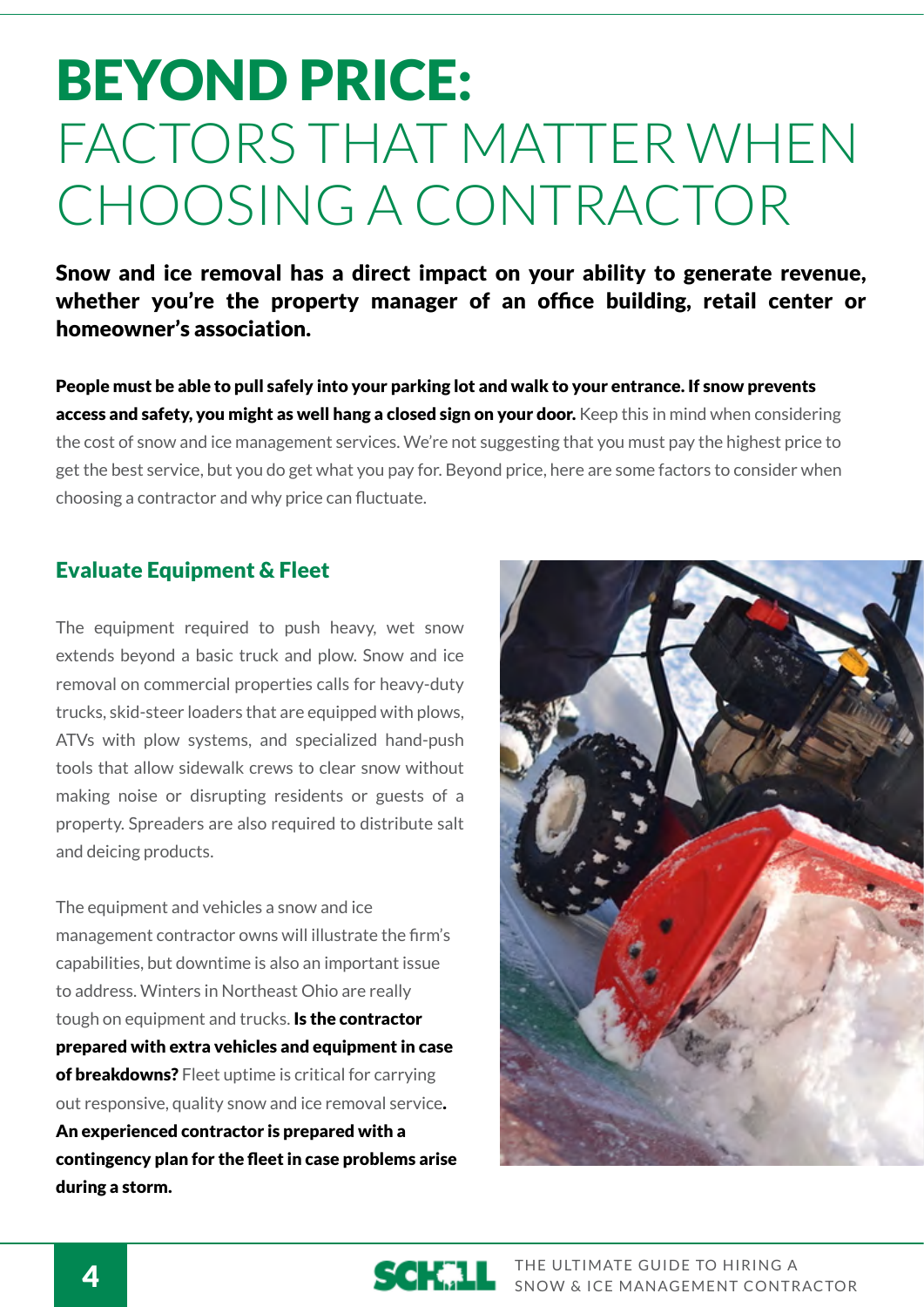# BEYOND PRICE: FACTORS THAT MATTER WHEN CHOOSING A CONTRACTOR

**Snow and ice removal has a direct impact on your ability to generate revenue, whether you're the property manager of an office building, retail center or homeowner's association.**

**People must be able to pull safely into your parking lot and walk to your entrance. If snow prevents access and safety, you might as well hang a closed sign on your door.** Keep this in mind when considering the cost of snow and ice management services. We're not suggesting that you must pay the highest price to get the best service, but you do get what you pay for. Beyond price, here are some factors to consider when choosing a contractor and why price can fluctuate.

## Evaluate Equipment & Fleet

The equipment required to push heavy, wet snow extends beyond a basic truck and plow. Snow and ice removal on commercial properties calls for heavy-duty trucks, skid-steer loaders that are equipped with plows, ATVs with plow systems, and specialized hand-push tools that allow sidewalk crews to clear snow without making noise or disrupting residents or guests of a property. Spreaders are also required to distribute salt and deicing products.

The equipment and vehicles a snow and ice management contractor owns will illustrate the firm's capabilities, but downtime is also an important issue to address. Winters in Northeast Ohio are really tough on equipment and trucks. **Is the contractor prepared with extra vehicles and equipment in case of breakdowns?** Fleet uptime is critical for carrying out responsive, quality snow and ice removal service**. An experienced contractor is prepared with a contingency plan for the fleet in case problems arise during a storm.**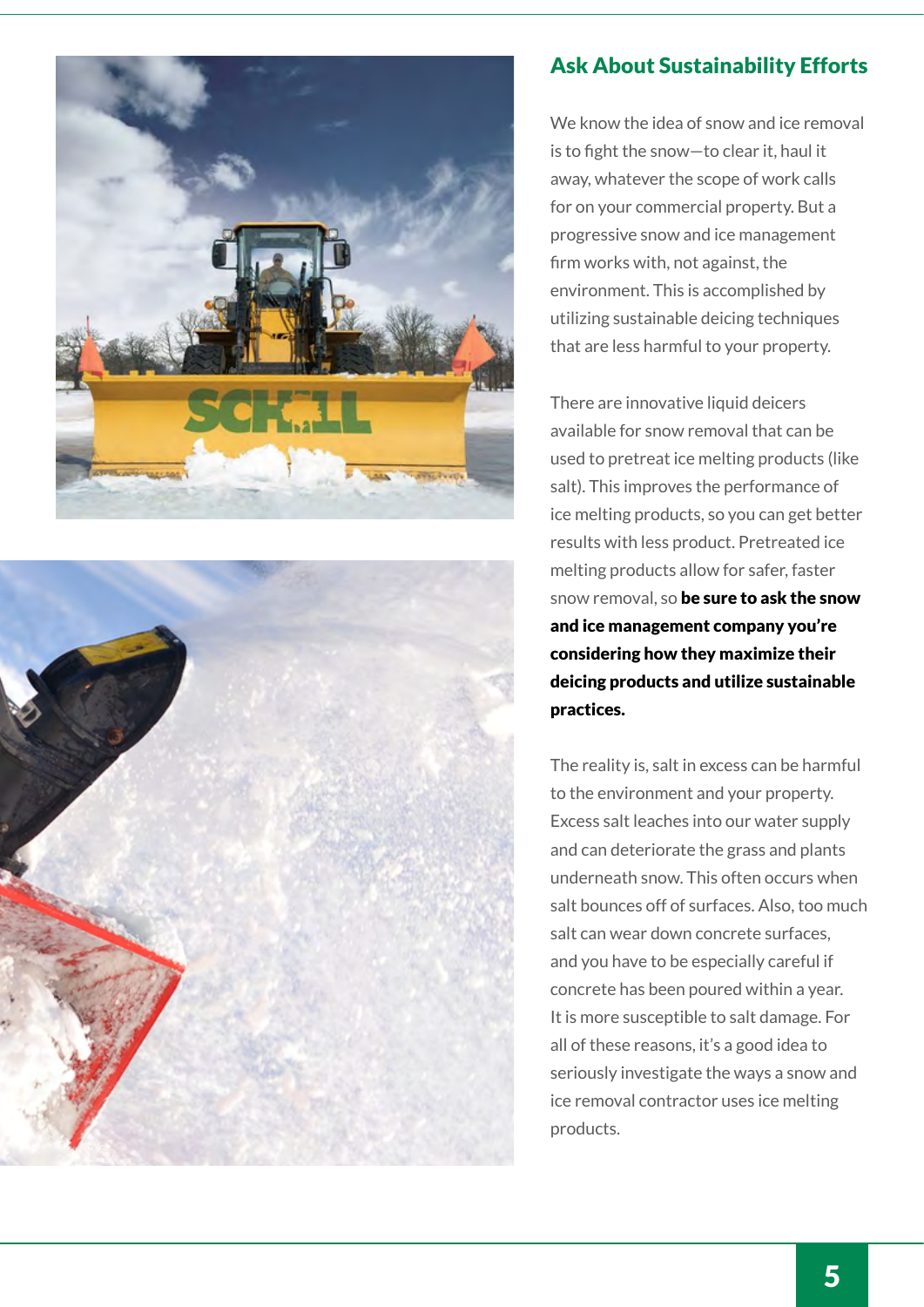## Ask About Sustainability Efforts

We know the idea of snow and ice removal is to fight the snow—to clear it, haul it away, whatever the scope of work calls for on your commercial property. But a progressive snow and ice management firm works with, not against, the environment. This is accomplished by utilizing sustainable deicing techniques that are less harmful to your property.

There are innovative liquid deicers available for snow removal that can be used to pretreat ice melting products (like salt). This improves the performance of ice melting products, so you can get better results with less product. Pretreated ice melting products allow for safer, faster snow removal, so **be sure to ask the snow and ice management company you're considering how they maximize their deicing products and utilize sustainable practices.**

The reality is, salt in excess can be harmful to the environment and your property. Excess salt leaches into our water supply and can deteriorate the grass and plants underneath snow. This often occurs when salt bounces off of surfaces. Also, too much salt can wear down concrete surfaces, and you have to be especially careful if concrete has been poured within a year. It is more susceptible to salt damage. For all of these reasons, it's a good idea to seriously investigate the ways a snow and ice removal contractor uses ice melting products.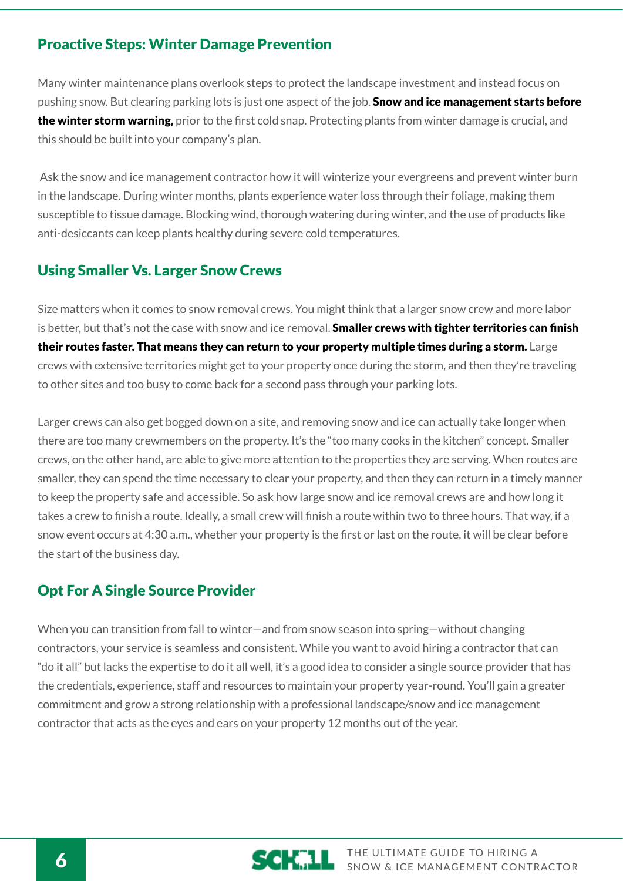## Proactive Steps: Winter Damage Prevention

Many winter maintenance plans overlook steps to protect the landscape investment and instead focus on pushing snow. But clearing parking lots is just one aspect of the job. **Snow and ice management starts before the winter storm warning,** prior to the first cold snap. Protecting plants from winter damage is crucial, and this should be built into your company's plan.

Ask the snow and ice management contractor how it will winterize your evergreens and prevent winter burn in the landscape. During winter months, plants experience water loss through their foliage, making them susceptible to tissue damage. Blocking wind, thorough watering during winter, and the use of products like anti-desiccants can keep plants healthy during severe cold temperatures.

## Using Smaller Vs. Larger Snow Crews

Size matters when it comes to snow removal crews. You might think that a larger snow crew and more labor is better, but that's not the case with snow and ice removal. **Smaller crews with tighter territories can finish their routes faster. That means they can return to your property multiple times during a storm.** Large crews with extensive territories might get to your property once during the storm, and then they're traveling to other sites and too busy to come back for a second pass through your parking lots.

Larger crews can also get bogged down on a site, and removing snow and ice can actually take longer when there are too many crewmembers on the property. It's the "too many cooks in the kitchen" concept. Smaller crews, on the other hand, are able to give more attention to the properties they are serving. When routes are smaller, they can spend the time necessary to clear your property, and then they can return in a timely manner to keep the property safe and accessible. So ask how large snow and ice removal crews are and how long it takes a crew to finish a route. Ideally, a small crew will finish a route within two to three hours. That way, if a snow event occurs at 4:30 a.m., whether your property is the first or last on the route, it will be clear before the start of the business day.

## Opt For A Single Source Provider

When you can transition from fall to winter—and from snow season into spring—without changing contractors, your service is seamless and consistent. While you want to avoid hiring a contractor that can "do it all" but lacks the expertise to do it all well, it's a good idea to consider a single source provider that has the credentials, experience, staff and resources to maintain your property year-round. You'll gain a greater commitment and grow a strong relationship with a professional landscape/snow and ice management contractor that acts as the eyes and ears on your property 12 months out of the year.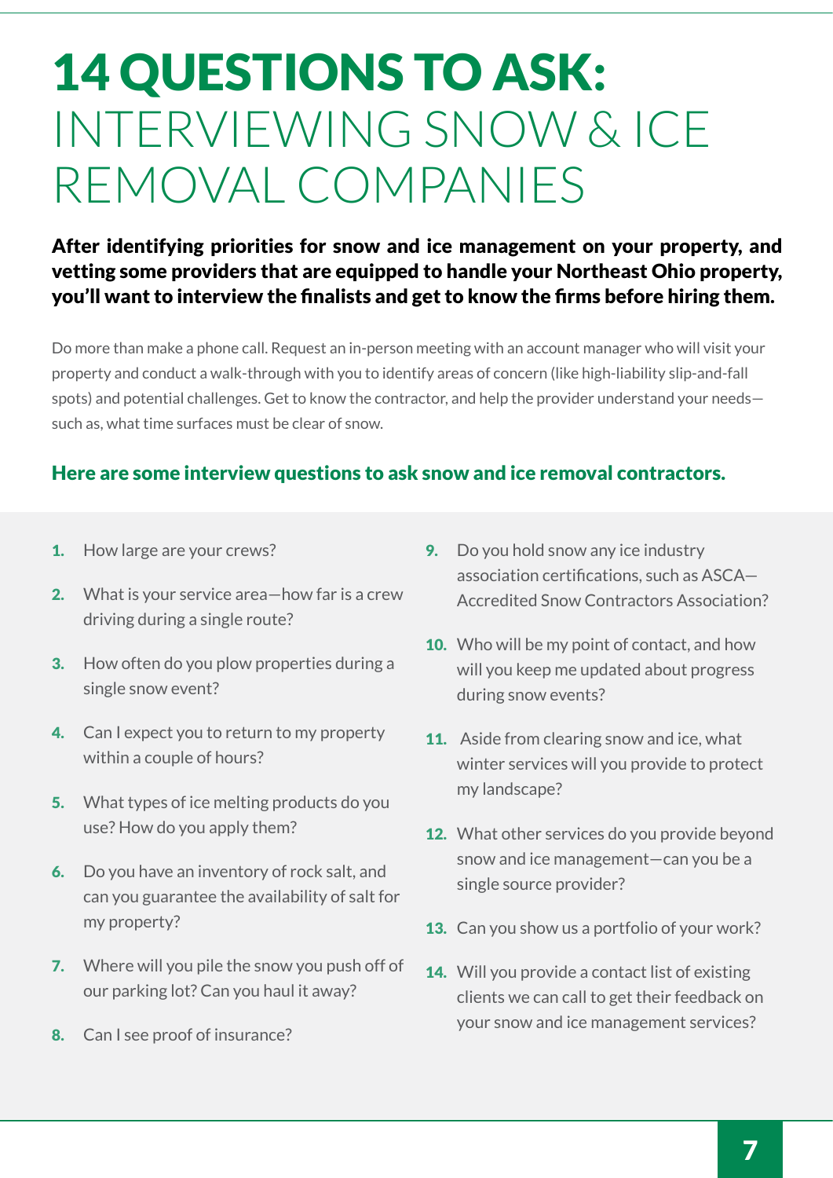# 14 QUESTIONS TO ASK: INTERVIEWING SNOW & ICE REMOVAL COMPANIES

**After identifying priorities for snow and ice management on your property, and vetting some providers that are equipped to handle your Northeast Ohio property, you'll want to interview the finalists and get to know the firms before hiring them.**

Do more than make a phone call. Request an in-person meeting with an account manager who will visit your property and conduct a walk-through with you to identify areas of concern (like high-liability slip-and-fall spots) and potential challenges. Get to know the contractor, and help the provider understand your needs—such as, what time surfaces must be clear of snow.

### Here are some interview questions to ask snow and ice removal contractors.

1. How large are your crews?
2. What is your service area—how far is a crew driving during a single route?
3. How often do you plow properties during a single snow event?
4. Can I expect you to return to my property within a couple of hours?
5. What types of ice melting products do you use? How do you apply them?
6. Do you have an inventory of rock salt, and can you guarantee the availability of salt for my property?
7. Where will you pile the snow you push off of our parking lot? Can you haul it away?
8. Can I see proof of insurance?
9. Do you hold snow any ice industry association certifications, such as ASCA—Accredited Snow Contractors Association?
10. Who will be my point of contact, and how will you keep me updated about progress during snow events?
11. Aside from clearing snow and ice, what winter services will you provide to protect my landscape?
12. What other services do you provide beyond snow and ice management—can you be a single source provider?
13. Can you show us a portfolio of your work?
14. Will you provide a contact list of existing clients we can call to get their feedback on your snow and ice management services?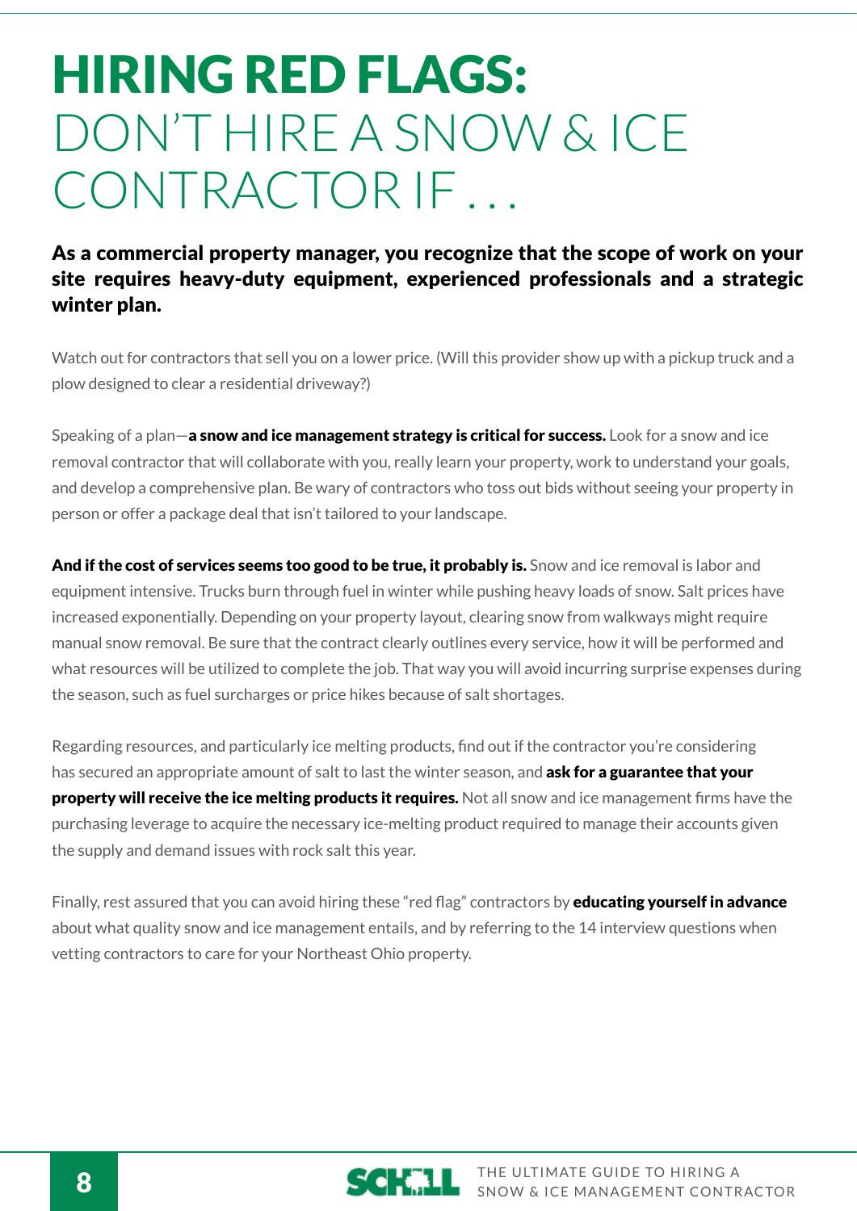# HIRING RED FLAGS: DON'T HIRE A SNOW & ICE CONTRACTOR IF . . .

**As a commercial property manager, you recognize that the scope of work on your site requires heavy-duty equipment, experienced professionals and a strategic winter plan.**

Watch out for contractors that sell you on a lower price. (Will this provider show up with a pickup truck and a plow designed to clear a residential driveway?)

Speaking of a plan—**a snow and ice management strategy is critical for success.** Look for a snow and ice removal contractor that will collaborate with you, really learn your property, work to understand your goals, and develop a comprehensive plan. Be wary of contractors who toss out bids without seeing your property in person or offer a package deal that isn't tailored to your landscape.

**And if the cost of services seems too good to be true, it probably is.** Snow and ice removal is labor and equipment intensive. Trucks burn through fuel in winter while pushing heavy loads of snow. Salt prices have increased exponentially. Depending on your property layout, clearing snow from walkways might require manual snow removal. Be sure that the contract clearly outlines every service, how it will be performed and what resources will be utilized to complete the job. That way you will avoid incurring surprise expenses during the season, such as fuel surcharges or price hikes because of salt shortages.

Regarding resources, and particularly ice melting products, find out if the contractor you're considering has secured an appropriate amount of salt to last the winter season, and **ask for a guarantee that your property will receive the ice melting products it requires.** Not all snow and ice management firms have the purchasing leverage to acquire the necessary ice-melting product required to manage their accounts given the supply and demand issues with rock salt this year.

Finally, rest assured that you can avoid hiring these "red flag" contractors by **educating yourself in advance** about what quality snow and ice management entails, and by referring to the 14 interview questions when vetting contractors to care for your Northeast Ohio property.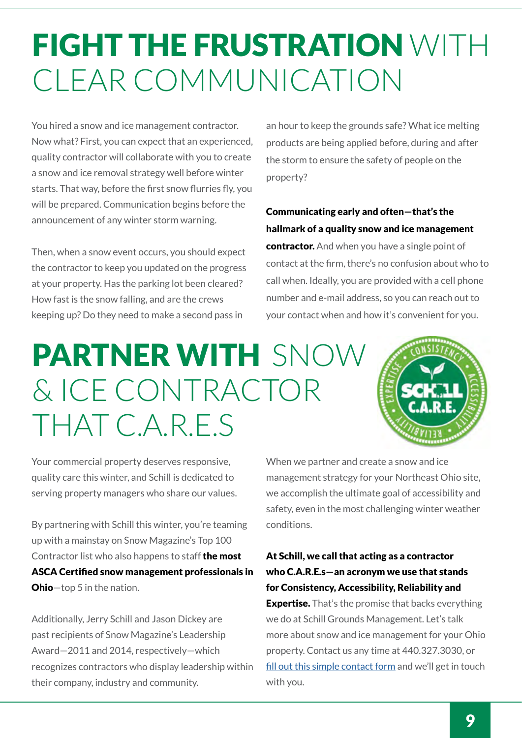# FIGHT THE FRUSTRATION WITH CLEAR COMMUNICATION

You hired a snow and ice management contractor. Now what? First, you can expect that an experienced, quality contractor will collaborate with you to create a snow and ice removal strategy well before winter starts. That way, before the first snow flurries fly, you will be prepared. Communication begins before the announcement of any winter storm warning.

Then, when a snow event occurs, you should expect the contractor to keep you updated on the progress at your property. Has the parking lot been cleared? How fast is the snow falling, and are the crews keeping up? Do they need to make a second pass in an hour to keep the grounds safe? What ice melting products are being applied before, during and after the storm to ensure the safety of people on the property?

**Communicating early and often—that's the hallmark of a quality snow and ice management contractor.** And when you have a single point of contact at the firm, there's no confusion about who to call when. Ideally, you are provided with a cell phone number and e-mail address, so you can reach out to your contact when and how it's convenient for you.

# PARTNER WITH SNOW & ICE CONTRACTOR THAT C.A.R.E.S

Your commercial property deserves responsive, quality care this winter, and Schill is dedicated to serving property managers who share our values.

By partnering with Schill this winter, you're teaming up with a mainstay on Snow Magazine's Top 100 Contractor list who also happens to staff **the most ASCA Certified snow management professionals in Ohio**—top 5 in the nation.

Additionally, Jerry Schill and Jason Dickey are past recipients of Snow Magazine's Leadership Award—2011 and 2014, respectively—which recognizes contractors who display leadership within their company, industry and community.

When we partner and create a snow and ice management strategy for your Northeast Ohio site, we accomplish the ultimate goal of accessibility and safety, even in the most challenging winter weather conditions.

**At Schill, we call that acting as a contractor who C.A.R.E.s—an acronym we use that stands for Consistency, Accessibility, Reliability and Expertise.** That's the promise that backs everything we do at Schill Grounds Management. Let's talk more about snow and ice management for your Ohio property. Contact us any time at 440.327.3030, or fill out this simple contact form and we'll get in touch with you.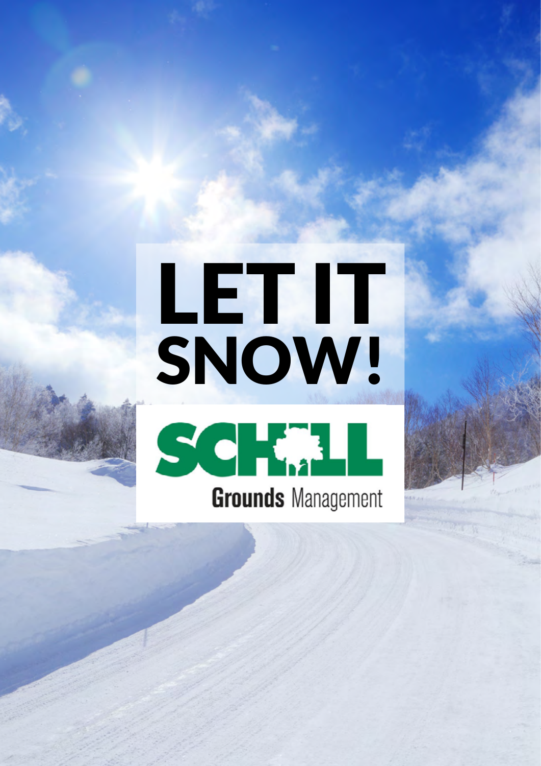# LET IT SNOW!

SCHILL

Grounds Management